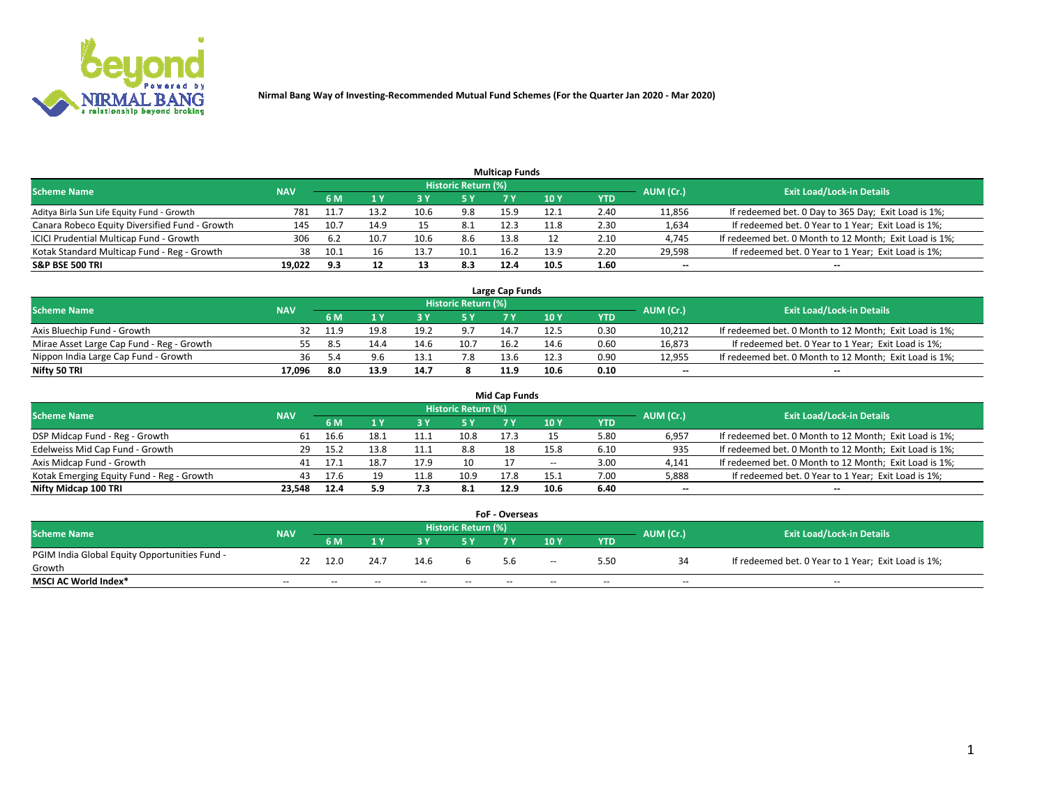# Nirmal Bang Way of Investing-Recommended Mutual Fund Schemes (For the Quarter Jan 2020 - Mar 2020)

## Multicap Funds

| Scheme Name | NAV | Historic Return (%) | | | | | | | AUM (Cr.) | Exit Load/Lock-in Details |
|---|---|---|---|---|---|---|---|---|---|---|
| | | 6 M | 1 Y | 3 Y | 5 Y | 7 Y | 10 Y | YTD | | |
| Aditya Birla Sun Life Equity Fund - Growth | 781 | 11.7 | 13.2 | 10.6 | 9.8 | 15.9 | 12.1 | 2.40 | 11,856 | If redeemed bet. 0 Day to 365 Day; Exit Load is 1%; |
| Canara Robeco Equity Diversified Fund - Growth | 145 | 10.7 | 14.9 | 15 | 8.1 | 12.3 | 11.8 | 2.30 | 1,634 | If redeemed bet. 0 Year to 1 Year; Exit Load is 1%; |
| ICICI Prudential Multicap Fund - Growth | 306 | 6.2 | 10.7 | 10.6 | 8.6 | 13.8 | 12 | 2.10 | 4,745 | If redeemed bet. 0 Month to 12 Month; Exit Load is 1%; |
| Kotak Standard Multicap Fund - Reg - Growth | 38 | 10.1 | 16 | 13.7 | 10.1 | 16.2 | 13.9 | 2.20 | 29,598 | If redeemed bet. 0 Year to 1 Year; Exit Load is 1%; |
| **S&P BSE 500 TRI** | **19,022** | **9.3** | **12** | **13** | **8.3** | **12.4** | **10.5** | **1.60** | **--** | **--** |

## Large Cap Funds

| Scheme Name | NAV | Historic Return (%) | | | | | | | AUM (Cr.) | Exit Load/Lock-in Details |
|---|---|---|---|---|---|---|---|---|---|---|
| | | 6 M | 1 Y | 3 Y | 5 Y | 7 Y | 10 Y | YTD | | |
| Axis Bluechip Fund - Growth | 32 | 11.9 | 19.8 | 19.2 | 9.7 | 14.7 | 12.5 | 0.30 | 10,212 | If redeemed bet. 0 Month to 12 Month; Exit Load is 1%; |
| Mirae Asset Large Cap Fund - Reg - Growth | 55 | 8.5 | 14.4 | 14.6 | 10.7 | 16.2 | 14.6 | 0.60 | 16,873 | If redeemed bet. 0 Year to 1 Year; Exit Load is 1%; |
| Nippon India Large Cap Fund - Growth | 36 | 5.4 | 9.6 | 13.1 | 7.8 | 13.6 | 12.3 | 0.90 | 12,955 | If redeemed bet. 0 Month to 12 Month; Exit Load is 1%; |
| **Nifty 50 TRI** | **17,096** | **8.0** | **13.9** | **14.7** | **8** | **11.9** | **10.6** | **0.10** | **--** | **--** |

## Mid Cap Funds

| Scheme Name | NAV | Historic Return (%) | | | | | | | AUM (Cr.) | Exit Load/Lock-in Details |
|---|---|---|---|---|---|---|---|---|---|---|
| | | 6 M | 1 Y | 3 Y | 5 Y | 7 Y | 10 Y | YTD | | |
| DSP Midcap Fund - Reg - Growth | 61 | 16.6 | 18.1 | 11.1 | 10.8 | 17.3 | 15 | 5.80 | 6,957 | If redeemed bet. 0 Month to 12 Month; Exit Load is 1%; |
| Edelweiss Mid Cap Fund - Growth | 29 | 15.2 | 13.8 | 11.1 | 8.8 | 18 | 15.8 | 6.10 | 935 | If redeemed bet. 0 Month to 12 Month; Exit Load is 1%; |
| Axis Midcap Fund - Growth | 41 | 17.1 | 18.7 | 17.9 | 10 | 17 | -- | 3.00 | 4,141 | If redeemed bet. 0 Month to 12 Month; Exit Load is 1%; |
| Kotak Emerging Equity Fund - Reg - Growth | 43 | 17.6 | 19 | 11.8 | 10.9 | 17.8 | 15.1 | 7.00 | 5,888 | If redeemed bet. 0 Year to 1 Year; Exit Load is 1%; |
| **Nifty Midcap 100 TRI** | **23,548** | **12.4** | **5.9** | **7.3** | **8.1** | **12.9** | **10.6** | **6.40** | **--** | **--** |

## FoF - Overseas

| Scheme Name | NAV | Historic Return (%) | | | | | | | AUM (Cr.) | Exit Load/Lock-in Details |
|---|---|---|---|---|---|---|---|---|---|---|
| | | 6 M | 1 Y | 3 Y | 5 Y | 7 Y | 10 Y | YTD | | |
| PGIM India Global Equity Opportunities Fund - Growth | 22 | 12.0 | 24.7 | 14.6 | 6 | 5.6 | -- | 5.50 | 34 | If redeemed bet. 0 Year to 1 Year; Exit Load is 1%; |
| **MSCI AC World Index*** | -- | -- | -- | -- | -- | -- | -- | -- | -- | -- |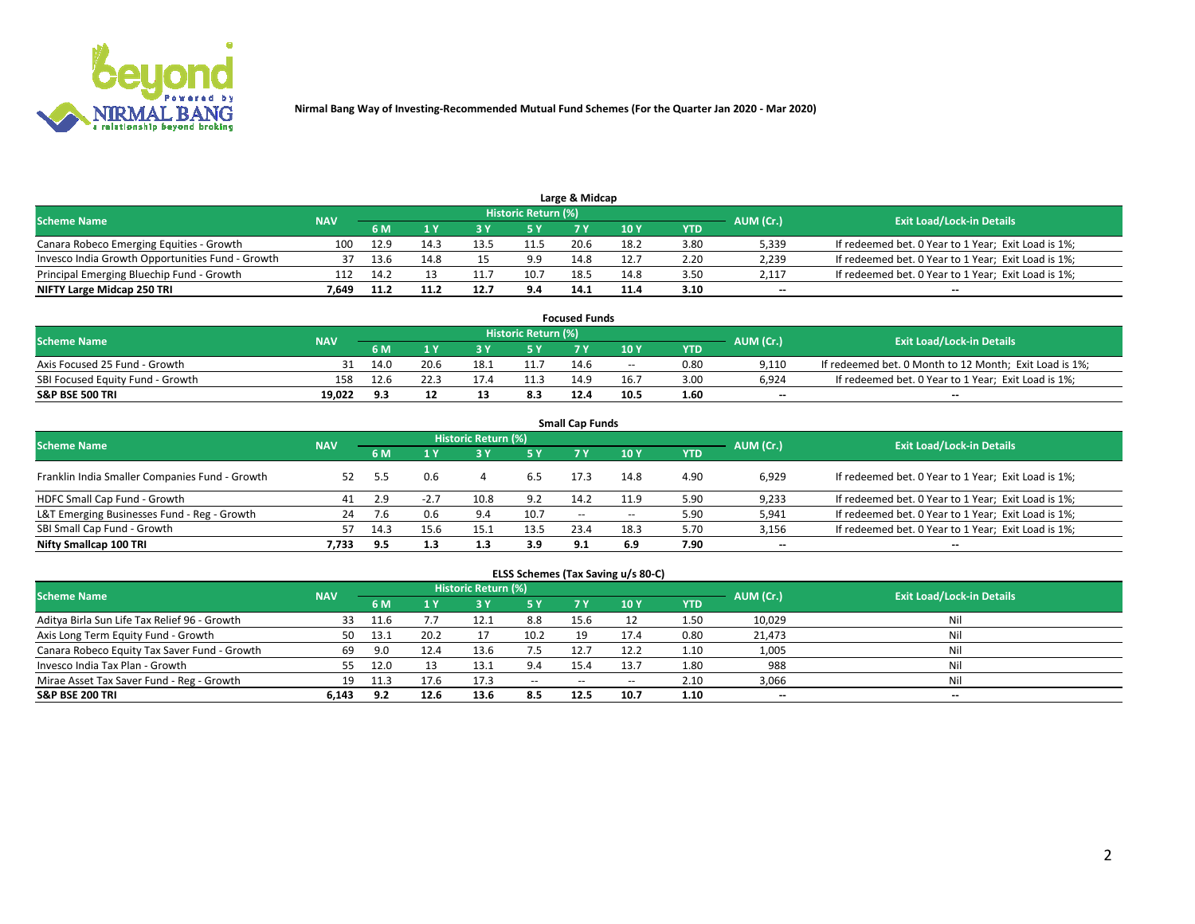Nirmal Bang Way of Investing-Recommended Mutual Fund Schemes (For the Quarter Jan 2020 - Mar 2020)

### Large & Midcap

| Scheme Name | NAV | Historic Return (%) | | | | | | | AUM (Cr.) | Exit Load/Lock-in Details |
|---|---|---|---|---|---|---|---|---|---|---|
| | | 6 M | 1 Y | 3 Y | 5 Y | 7 Y | 10 Y | YTD | | |
| Canara Robeco Emerging Equities - Growth | 100 | 12.9 | 14.3 | 13.5 | 11.5 | 20.6 | 18.2 | 3.80 | 5,339 | If redeemed bet. 0 Year to 1 Year; Exit Load is 1%; |
| Invesco India Growth Opportunities Fund - Growth | 37 | 13.6 | 14.8 | 15 | 9.9 | 14.8 | 12.7 | 2.20 | 2,239 | If redeemed bet. 0 Year to 1 Year; Exit Load is 1%; |
| Principal Emerging Bluechip Fund - Growth | 112 | 14.2 | 13 | 11.7 | 10.7 | 18.5 | 14.8 | 3.50 | 2,117 | If redeemed bet. 0 Year to 1 Year; Exit Load is 1%; |
| **NIFTY Large Midcap 250 TRI** | **7,649** | **11.2** | **11.2** | **12.7** | **9.4** | **14.1** | **11.4** | **3.10** | **--** | **--** |

### Focused Funds

| Scheme Name | NAV | Historic Return (%) | | | | | | | AUM (Cr.) | Exit Load/Lock-in Details |
|---|---|---|---|---|---|---|---|---|---|---|
| | | 6 M | 1 Y | 3 Y | 5 Y | 7 Y | 10 Y | YTD | | |
| Axis Focused 25 Fund - Growth | 31 | 14.0 | 20.6 | 18.1 | 11.7 | 14.6 | -- | 0.80 | 9,110 | If redeemed bet. 0 Month to 12 Month; Exit Load is 1%; |
| SBI Focused Equity Fund - Growth | 158 | 12.6 | 22.3 | 17.4 | 11.3 | 14.9 | 16.7 | 3.00 | 6,924 | If redeemed bet. 0 Year to 1 Year; Exit Load is 1%; |
| **S&P BSE 500 TRI** | **19,022** | **9.3** | **12** | **13** | **8.3** | **12.4** | **10.5** | **1.60** | **--** | **--** |

### Small Cap Funds

| Scheme Name | NAV | Historic Return (%) | | | | | | | AUM (Cr.) | Exit Load/Lock-in Details |
|---|---|---|---|---|---|---|---|---|---|---|
| | | 6 M | 1 Y | 3 Y | 5 Y | 7 Y | 10 Y | YTD | | |
| Franklin India Smaller Companies Fund - Growth | 52 | 5.5 | 0.6 | 4 | 6.5 | 17.3 | 14.8 | 4.90 | 6,929 | If redeemed bet. 0 Year to 1 Year; Exit Load is 1%; |
| HDFC Small Cap Fund - Growth | 41 | 2.9 | -2.7 | 10.8 | 9.2 | 14.2 | 11.9 | 5.90 | 9,233 | If redeemed bet. 0 Year to 1 Year; Exit Load is 1%; |
| L&T Emerging Businesses Fund - Reg - Growth | 24 | 7.6 | 0.6 | 9.4 | 10.7 | -- | -- | 5.90 | 5,941 | If redeemed bet. 0 Year to 1 Year; Exit Load is 1%; |
| SBI Small Cap Fund - Growth | 57 | 14.3 | 15.6 | 15.1 | 13.5 | 23.4 | 18.3 | 5.70 | 3,156 | If redeemed bet. 0 Year to 1 Year; Exit Load is 1%; |
| **Nifty Smallcap 100 TRI** | **7,733** | **9.5** | **1.3** | **1.3** | **3.9** | **9.1** | **6.9** | **7.90** | **--** | **--** |

### ELSS Schemes (Tax Saving u/s 80-C)

| Scheme Name | NAV | Historic Return (%) | | | | | | | AUM (Cr.) | Exit Load/Lock-in Details |
|---|---|---|---|---|---|---|---|---|---|---|
| | | 6 M | 1 Y | 3 Y | 5 Y | 7 Y | 10 Y | YTD | | |
| Aditya Birla Sun Life Tax Relief 96 - Growth | 33 | 11.6 | 7.7 | 12.1 | 8.8 | 15.6 | 12 | 1.50 | 10,029 | Nil |
| Axis Long Term Equity Fund - Growth | 50 | 13.1 | 20.2 | 17 | 10.2 | 19 | 17.4 | 0.80 | 21,473 | Nil |
| Canara Robeco Equity Tax Saver Fund - Growth | 69 | 9.0 | 12.4 | 13.6 | 7.5 | 12.7 | 12.2 | 1.10 | 1,005 | Nil |
| Invesco India Tax Plan - Growth | 55 | 12.0 | 13 | 13.1 | 9.4 | 15.4 | 13.7 | 1.80 | 988 | Nil |
| Mirae Asset Tax Saver Fund - Reg - Growth | 19 | 11.3 | 17.6 | 17.3 | -- | -- | -- | 2.10 | 3,066 | Nil |
| **S&P BSE 200 TRI** | **6,143** | **9.2** | **12.6** | **13.6** | **8.5** | **12.5** | **10.7** | **1.10** | **--** | **--** |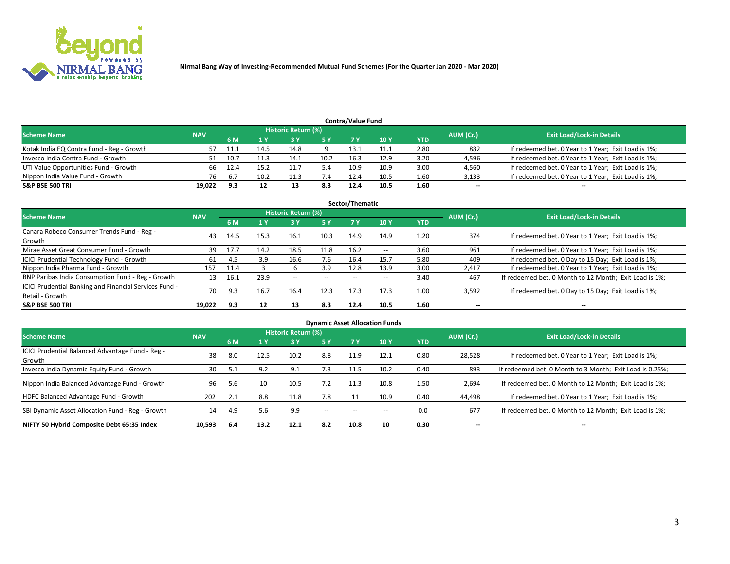Nirmal Bang Way of Investing-Recommended Mutual Fund Schemes (For the Quarter Jan 2020 - Mar 2020)

## Contra/Value Fund

| Scheme Name | NAV | Historic Return (%) | | | | | | | AUM (Cr.) | Exit Load/Lock-in Details |
|---|---|---|---|---|---|---|---|---|---|---|
| | | 6 M | 1 Y | 3 Y | 5 Y | 7 Y | 10 Y | YTD | | |
| Kotak India EQ Contra Fund - Reg - Growth | 57 | 11.1 | 14.5 | 14.8 | 9 | 13.1 | 11.1 | 2.80 | 882 | If redeemed bet. 0 Year to 1 Year; Exit Load is 1%; |
| Invesco India Contra Fund - Growth | 51 | 10.7 | 11.3 | 14.1 | 10.2 | 16.3 | 12.9 | 3.20 | 4,596 | If redeemed bet. 0 Year to 1 Year; Exit Load is 1%; |
| UTI Value Opportunities Fund - Growth | 66 | 12.4 | 15.2 | 11.7 | 5.4 | 10.9 | 10.9 | 3.00 | 4,560 | If redeemed bet. 0 Year to 1 Year; Exit Load is 1%; |
| Nippon India Value Fund - Growth | 76 | 6.7 | 10.2 | 11.3 | 7.4 | 12.4 | 10.5 | 1.60 | 3,133 | If redeemed bet. 0 Year to 1 Year; Exit Load is 1%; |
| **S&P BSE 500 TRI** | **19,022** | **9.3** | **12** | **13** | **8.3** | **12.4** | **10.5** | **1.60** | **--** | **--** |

## Sector/Thematic

| Scheme Name | NAV | Historic Return (%) | | | | | | | AUM (Cr.) | Exit Load/Lock-in Details |
|---|---|---|---|---|---|---|---|---|---|---|
| | | 6 M | 1 Y | 3 Y | 5 Y | 7 Y | 10 Y | YTD | | |
| Canara Robeco Consumer Trends Fund - Reg - Growth | 43 | 14.5 | 15.3 | 16.1 | 10.3 | 14.9 | 14.9 | 1.20 | 374 | If redeemed bet. 0 Year to 1 Year; Exit Load is 1%; |
| Mirae Asset Great Consumer Fund - Growth | 39 | 17.7 | 14.2 | 18.5 | 11.8 | 16.2 | -- | 3.60 | 961 | If redeemed bet. 0 Year to 1 Year; Exit Load is 1%; |
| ICICI Prudential Technology Fund - Growth | 61 | 4.5 | 3.9 | 16.6 | 7.6 | 16.4 | 15.7 | 5.80 | 409 | If redeemed bet. 0 Day to 15 Day; Exit Load is 1%; |
| Nippon India Pharma Fund - Growth | 157 | 11.4 | 3 | 6 | 3.9 | 12.8 | 13.9 | 3.00 | 2,417 | If redeemed bet. 0 Year to 1 Year; Exit Load is 1%; |
| BNP Paribas India Consumption Fund - Reg - Growth | 13 | 16.1 | 23.9 | -- | -- | -- | -- | 3.40 | 467 | If redeemed bet. 0 Month to 12 Month; Exit Load is 1%; |
| ICICI Prudential Banking and Financial Services Fund - Retail - Growth | 70 | 9.3 | 16.7 | 16.4 | 12.3 | 17.3 | 17.3 | 1.00 | 3,592 | If redeemed bet. 0 Day to 15 Day; Exit Load is 1%; |
| **S&P BSE 500 TRI** | **19,022** | **9.3** | **12** | **13** | **8.3** | **12.4** | **10.5** | **1.60** | **--** | **--** |

## Dynamic Asset Allocation Funds

| Scheme Name | NAV | Historic Return (%) | | | | | | | AUM (Cr.) | Exit Load/Lock-in Details |
|---|---|---|---|---|---|---|---|---|---|---|
| | | 6 M | 1 Y | 3 Y | 5 Y | 7 Y | 10 Y | YTD | | |
| ICICI Prudential Balanced Advantage Fund - Reg - Growth | 38 | 8.0 | 12.5 | 10.2 | 8.8 | 11.9 | 12.1 | 0.80 | 28,528 | If redeemed bet. 0 Year to 1 Year; Exit Load is 1%; |
| Invesco India Dynamic Equity Fund - Growth | 30 | 5.1 | 9.2 | 9.1 | 7.3 | 11.5 | 10.2 | 0.40 | 893 | If redeemed bet. 0 Month to 3 Month; Exit Load is 0.25%; |
| Nippon India Balanced Advantage Fund - Growth | 96 | 5.6 | 10 | 10.5 | 7.2 | 11.3 | 10.8 | 1.50 | 2,694 | If redeemed bet. 0 Month to 12 Month; Exit Load is 1%; |
| HDFC Balanced Advantage Fund - Growth | 202 | 2.1 | 8.8 | 11.8 | 7.8 | 11 | 10.9 | 0.40 | 44,498 | If redeemed bet. 0 Year to 1 Year; Exit Load is 1%; |
| SBI Dynamic Asset Allocation Fund - Reg - Growth | 14 | 4.9 | 5.6 | 9.9 | -- | -- | -- | 0.0 | 677 | If redeemed bet. 0 Month to 12 Month; Exit Load is 1%; |
| **NIFTY 50 Hybrid Composite Debt 65:35 Index** | **10,593** | **6.4** | **13.2** | **12.1** | **8.2** | **10.8** | **10** | **0.30** | **--** | **--** |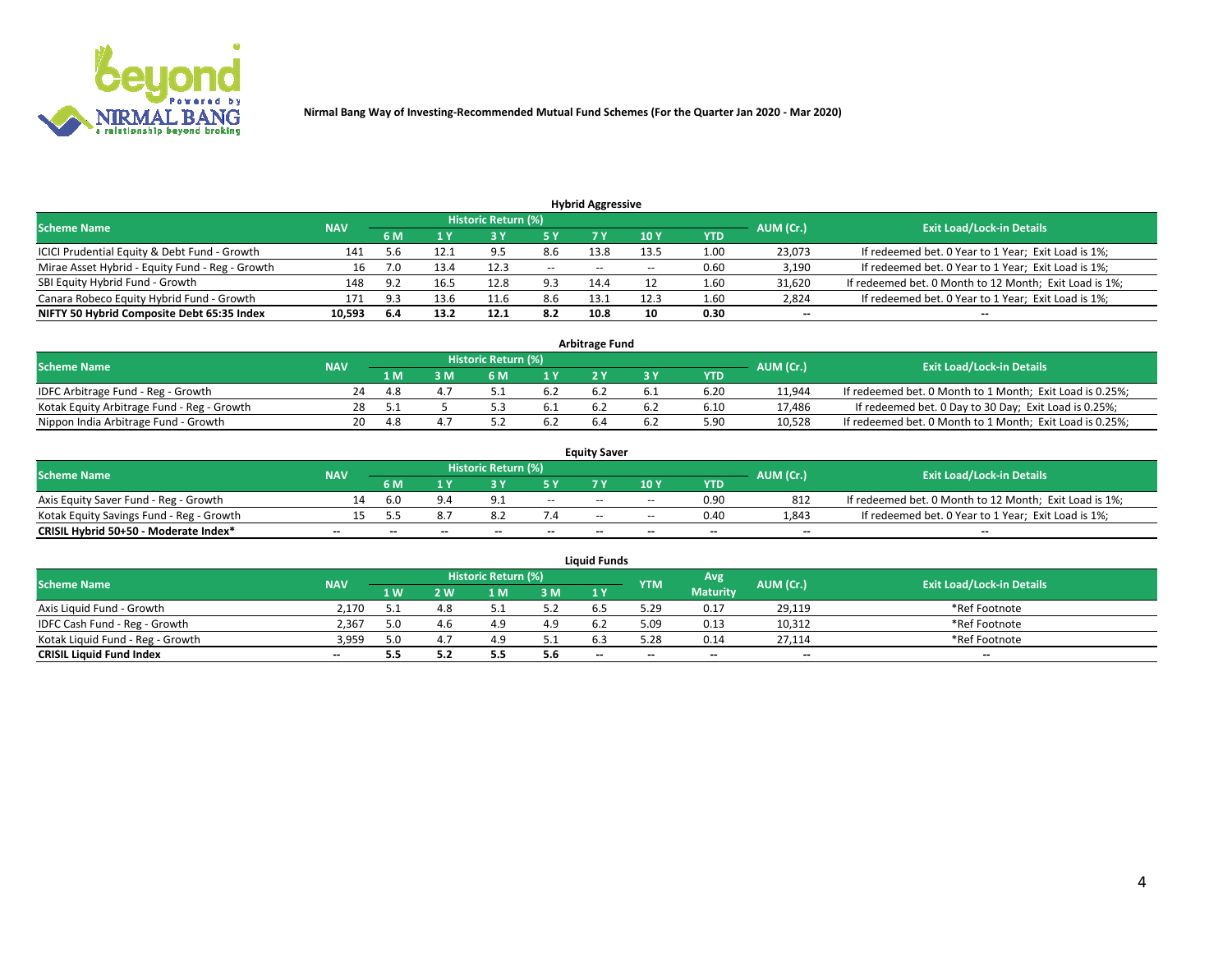Nirmal Bang Way of Investing-Recommended Mutual Fund Schemes (For the Quarter Jan 2020 - Mar 2020)

### Hybrid Aggressive

| Scheme Name | NAV | Historic Return (%) | | | | | | | AUM (Cr.) | Exit Load/Lock-in Details |
|---|---|---|---|---|---|---|---|---|---|---|
| | | 6 M | 1 Y | 3 Y | 5 Y | 7 Y | 10 Y | YTD | | |
| ICICI Prudential Equity & Debt Fund - Growth | 141 | 5.6 | 12.1 | 9.5 | 8.6 | 13.8 | 13.5 | 1.00 | 23,073 | If redeemed bet. 0 Year to 1 Year; Exit Load is 1%; |
| Mirae Asset Hybrid - Equity Fund - Reg - Growth | 16 | 7.0 | 13.4 | 12.3 | -- | -- | -- | 0.60 | 3,190 | If redeemed bet. 0 Year to 1 Year; Exit Load is 1%; |
| SBI Equity Hybrid Fund - Growth | 148 | 9.2 | 16.5 | 12.8 | 9.3 | 14.4 | 12 | 1.60 | 31,620 | If redeemed bet. 0 Month to 12 Month; Exit Load is 1%; |
| Canara Robeco Equity Hybrid Fund - Growth | 171 | 9.3 | 13.6 | 11.6 | 8.6 | 13.1 | 12.3 | 1.60 | 2,824 | If redeemed bet. 0 Year to 1 Year; Exit Load is 1%; |
| **NIFTY 50 Hybrid Composite Debt 65:35 Index** | **10,593** | **6.4** | **13.2** | **12.1** | **8.2** | **10.8** | **10** | **0.30** | **--** | **--** |

### Arbitrage Fund

| Scheme Name | NAV | Historic Return (%) | | | | | | | AUM (Cr.) | Exit Load/Lock-in Details |
|---|---|---|---|---|---|---|---|---|---|---|
| | | 1 M | 3 M | 6 M | 1 Y | 2 Y | 3 Y | YTD | | |
| IDFC Arbitrage Fund - Reg - Growth | 24 | 4.8 | 4.7 | 5.1 | 6.2 | 6.2 | 6.1 | 6.20 | 11,944 | If redeemed bet. 0 Month to 1 Month; Exit Load is 0.25%; |
| Kotak Equity Arbitrage Fund - Reg - Growth | 28 | 5.1 | 5 | 5.3 | 6.1 | 6.2 | 6.2 | 6.10 | 17,486 | If redeemed bet. 0 Day to 30 Day; Exit Load is 0.25%; |
| Nippon India Arbitrage Fund - Growth | 20 | 4.8 | 4.7 | 5.2 | 6.2 | 6.4 | 6.2 | 5.90 | 10,528 | If redeemed bet. 0 Month to 1 Month; Exit Load is 0.25%; |

### Equity Saver

| Scheme Name | NAV | Historic Return (%) | | | | | | | AUM (Cr.) | Exit Load/Lock-in Details |
|---|---|---|---|---|---|---|---|---|---|---|
| | | 6 M | 1 Y | 3 Y | 5 Y | 7 Y | 10 Y | YTD | | |
| Axis Equity Saver Fund - Reg - Growth | 14 | 6.0 | 9.4 | 9.1 | -- | -- | -- | 0.90 | 812 | If redeemed bet. 0 Month to 12 Month; Exit Load is 1%; |
| Kotak Equity Savings Fund - Reg - Growth | 15 | 5.5 | 8.7 | 8.2 | 7.4 | -- | -- | 0.40 | 1,843 | If redeemed bet. 0 Year to 1 Year; Exit Load is 1%; |
| **CRISIL Hybrid 50+50 - Moderate Index*** | **--** | **--** | **--** | **--** | **--** | **--** | **--** | **--** | **--** | **--** |

### Liquid Funds

| Scheme Name | NAV | Historic Return (%) | | | | | YTM | Avg Maturity | AUM (Cr.) | Exit Load/Lock-in Details |
|---|---|---|---|---|---|---|---|---|---|---|
| | | 1 W | 2 W | 1 M | 3 M | 1 Y | | | | |
| Axis Liquid Fund - Growth | 2,170 | 5.1 | 4.8 | 5.1 | 5.2 | 6.5 | 5.29 | 0.17 | 29,119 | *Ref Footnote |
| IDFC Cash Fund - Reg - Growth | 2,367 | 5.0 | 4.6 | 4.9 | 4.9 | 6.2 | 5.09 | 0.13 | 10,312 | *Ref Footnote |
| Kotak Liquid Fund - Reg - Growth | 3,959 | 5.0 | 4.7 | 4.9 | 5.1 | 6.3 | 5.28 | 0.14 | 27,114 | *Ref Footnote |
| **CRISIL Liquid Fund Index** | **--** | **5.5** | **5.2** | **5.5** | **5.6** | **--** | **--** | **--** | **--** | **--** |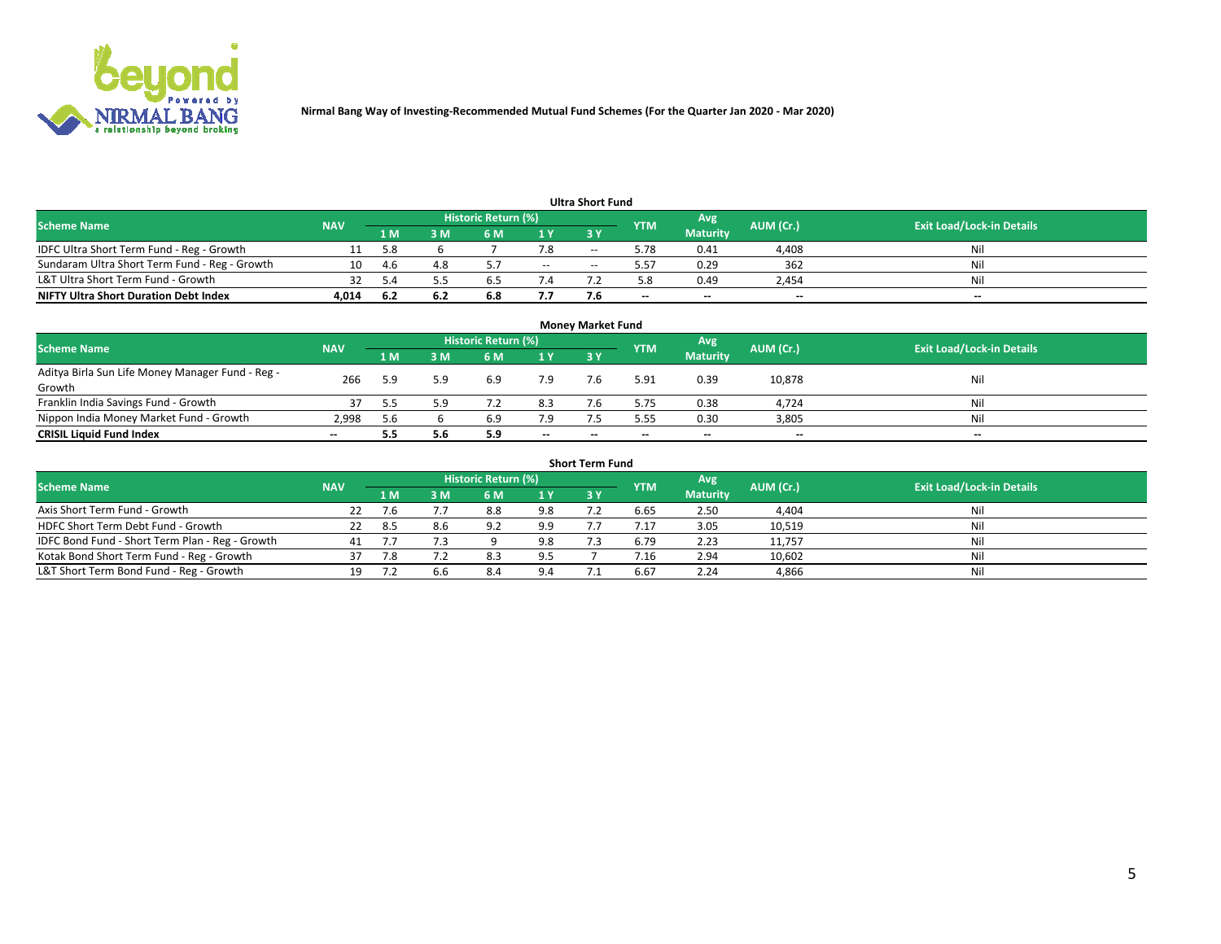Nirmal Bang Way of Investing-Recommended Mutual Fund Schemes (For the Quarter Jan 2020 - Mar 2020)

### Ultra Short Fund

| Scheme Name | NAV | Historic Return (%) | | | | | YTM | Avg Maturity | AUM (Cr.) | Exit Load/Lock-in Details |
|---|---|---|---|---|---|---|---|---|---|---|
| | | 1 M | 3 M | 6 M | 1 Y | 3 Y | | | | |
| IDFC Ultra Short Term Fund - Reg - Growth | 11 | 5.8 | 6 | 7 | 7.8 | -- | 5.78 | 0.41 | 4,408 | Nil |
| Sundaram Ultra Short Term Fund - Reg - Growth | 10 | 4.6 | 4.8 | 5.7 | -- | -- | 5.57 | 0.29 | 362 | Nil |
| L&T Ultra Short Term Fund - Growth | 32 | 5.4 | 5.5 | 6.5 | 7.4 | 7.2 | 5.8 | 0.49 | 2,454 | Nil |
| **NIFTY Ultra Short Duration Debt Index** | **4,014** | **6.2** | **6.2** | **6.8** | **7.7** | **7.6** | -- | -- | -- | -- |

### Money Market Fund

| Scheme Name | NAV | Historic Return (%) | | | | | YTM | Avg Maturity | AUM (Cr.) | Exit Load/Lock-in Details |
|---|---|---|---|---|---|---|---|---|---|---|
| | | 1 M | 3 M | 6 M | 1 Y | 3 Y | | | | |
| Aditya Birla Sun Life Money Manager Fund - Reg - Growth | 266 | 5.9 | 5.9 | 6.9 | 7.9 | 7.6 | 5.91 | 0.39 | 10,878 | Nil |
| Franklin India Savings Fund - Growth | 37 | 5.5 | 5.9 | 7.2 | 8.3 | 7.6 | 5.75 | 0.38 | 4,724 | Nil |
| Nippon India Money Market Fund - Growth | 2,998 | 5.6 | 6 | 6.9 | 7.9 | 7.5 | 5.55 | 0.30 | 3,805 | Nil |
| **CRISIL Liquid Fund Index** | -- | **5.5** | **5.6** | **5.9** | -- | -- | -- | -- | -- | -- |

### Short Term Fund

| Scheme Name | NAV | Historic Return (%) | | | | | YTM | Avg Maturity | AUM (Cr.) | Exit Load/Lock-in Details |
|---|---|---|---|---|---|---|---|---|---|---|
| | | 1 M | 3 M | 6 M | 1 Y | 3 Y | | | | |
| Axis Short Term Fund - Growth | 22 | 7.6 | 7.7 | 8.8 | 9.8 | 7.2 | 6.65 | 2.50 | 4,404 | Nil |
| HDFC Short Term Debt Fund - Growth | 22 | 8.5 | 8.6 | 9.2 | 9.9 | 7.7 | 7.17 | 3.05 | 10,519 | Nil |
| IDFC Bond Fund - Short Term Plan - Reg - Growth | 41 | 7.7 | 7.3 | 9 | 9.8 | 7.3 | 6.79 | 2.23 | 11,757 | Nil |
| Kotak Bond Short Term Fund - Reg - Growth | 37 | 7.8 | 7.2 | 8.3 | 9.5 | 7 | 7.16 | 2.94 | 10,602 | Nil |
| L&T Short Term Bond Fund - Reg - Growth | 19 | 7.2 | 6.6 | 8.4 | 9.4 | 7.1 | 6.67 | 2.24 | 4,866 | Nil |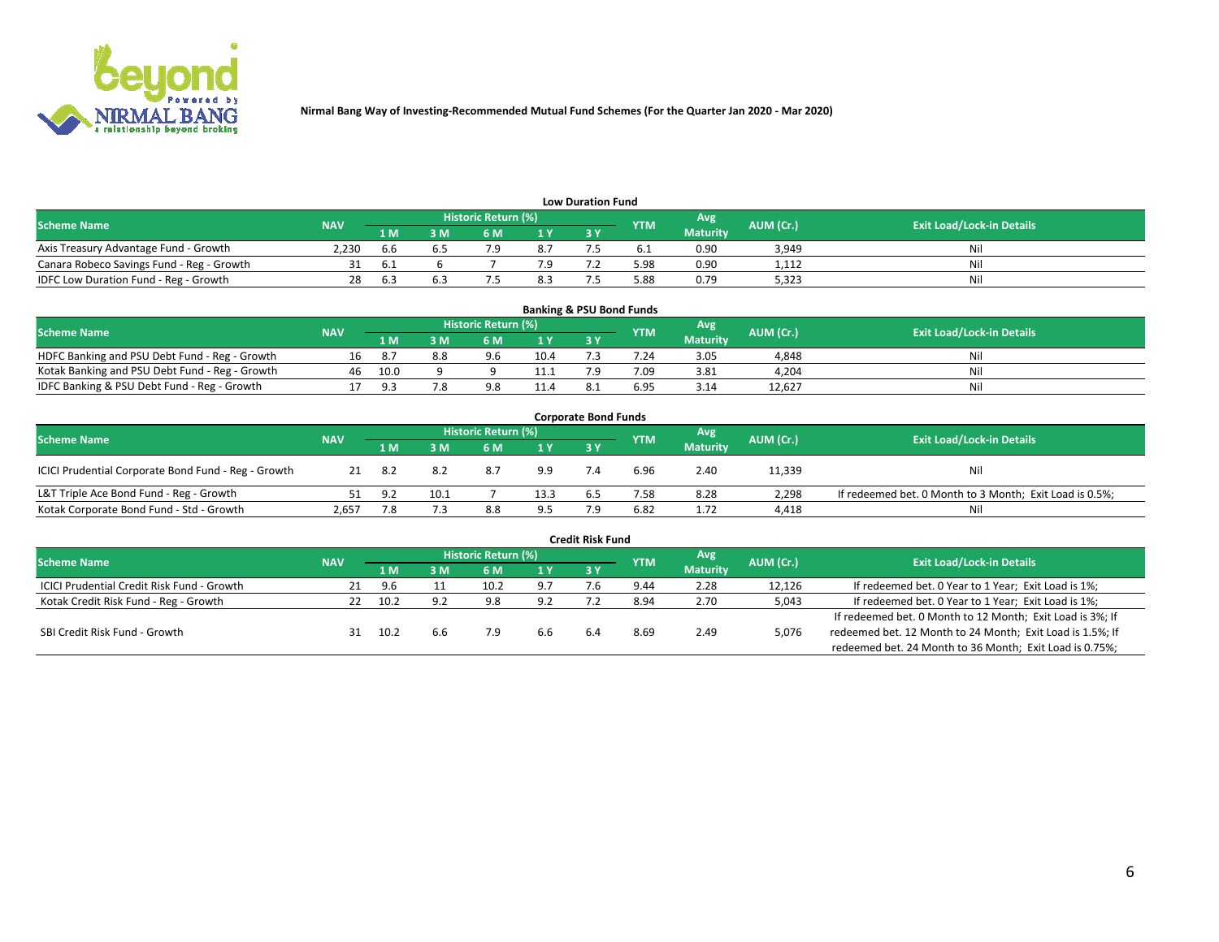**Nirmal Bang Way of Investing-Recommended Mutual Fund Schemes (For the Quarter Jan 2020 - Mar 2020)**

### Low Duration Fund

| Scheme Name | NAV | Historic Return (%) | | | | | YTM | Avg Maturity | AUM (Cr.) | Exit Load/Lock-in Details |
|---|---|---|---|---|---|---|---|---|---|---|
| | | 1 M | 3 M | 6 M | 1 Y | 3 Y | | | | |
| Axis Treasury Advantage Fund - Growth | 2,230 | 6.6 | 6.5 | 7.9 | 8.7 | 7.5 | 6.1 | 0.90 | 3,949 | Nil |
| Canara Robeco Savings Fund - Reg - Growth | 31 | 6.1 | 6 | 7 | 7.9 | 7.2 | 5.98 | 0.90 | 1,112 | Nil |
| IDFC Low Duration Fund - Reg - Growth | 28 | 6.3 | 6.3 | 7.5 | 8.3 | 7.5 | 5.88 | 0.79 | 5,323 | Nil |

### Banking & PSU Bond Funds

| Scheme Name | NAV | Historic Return (%) | | | | | YTM | Avg Maturity | AUM (Cr.) | Exit Load/Lock-in Details |
|---|---|---|---|---|---|---|---|---|---|---|
| | | 1 M | 3 M | 6 M | 1 Y | 3 Y | | | | |
| HDFC Banking and PSU Debt Fund - Reg - Growth | 16 | 8.7 | 8.8 | 9.6 | 10.4 | 7.3 | 7.24 | 3.05 | 4,848 | Nil |
| Kotak Banking and PSU Debt Fund - Reg - Growth | 46 | 10.0 | 9 | 9 | 11.1 | 7.9 | 7.09 | 3.81 | 4,204 | Nil |
| IDFC Banking & PSU Debt Fund - Reg - Growth | 17 | 9.3 | 7.8 | 9.8 | 11.4 | 8.1 | 6.95 | 3.14 | 12,627 | Nil |

### Corporate Bond Funds

| Scheme Name | NAV | Historic Return (%) | | | | | YTM | Avg Maturity | AUM (Cr.) | Exit Load/Lock-in Details |
|---|---|---|---|---|---|---|---|---|---|---|
| | | 1 M | 3 M | 6 M | 1 Y | 3 Y | | | | |
| ICICI Prudential Corporate Bond Fund - Reg - Growth | 21 | 8.2 | 8.2 | 8.7 | 9.9 | 7.4 | 6.96 | 2.40 | 11,339 | Nil |
| L&T Triple Ace Bond Fund - Reg - Growth | 51 | 9.2 | 10.1 | 7 | 13.3 | 6.5 | 7.58 | 8.28 | 2,298 | If redeemed bet. 0 Month to 3 Month; Exit Load is 0.5%; |
| Kotak Corporate Bond Fund - Std - Growth | 2,657 | 7.8 | 7.3 | 8.8 | 9.5 | 7.9 | 6.82 | 1.72 | 4,418 | Nil |

### Credit Risk Fund

| Scheme Name | NAV | Historic Return (%) | | | | | YTM | Avg Maturity | AUM (Cr.) | Exit Load/Lock-in Details |
|---|---|---|---|---|---|---|---|---|---|---|
| | | 1 M | 3 M | 6 M | 1 Y | 3 Y | | | | |
| ICICI Prudential Credit Risk Fund - Growth | 21 | 9.6 | 11 | 10.2 | 9.7 | 7.6 | 9.44 | 2.28 | 12,126 | If redeemed bet. 0 Year to 1 Year; Exit Load is 1%; |
| Kotak Credit Risk Fund - Reg - Growth | 22 | 10.2 | 9.2 | 9.8 | 9.2 | 7.2 | 8.94 | 2.70 | 5,043 | If redeemed bet. 0 Year to 1 Year; Exit Load is 1%; |
| SBI Credit Risk Fund - Growth | 31 | 10.2 | 6.6 | 7.9 | 6.6 | 6.4 | 8.69 | 2.49 | 5,076 | If redeemed bet. 0 Month to 12 Month; Exit Load is 3%; If redeemed bet. 12 Month to 24 Month; Exit Load is 1.5%; If redeemed bet. 24 Month to 36 Month; Exit Load is 0.75%; |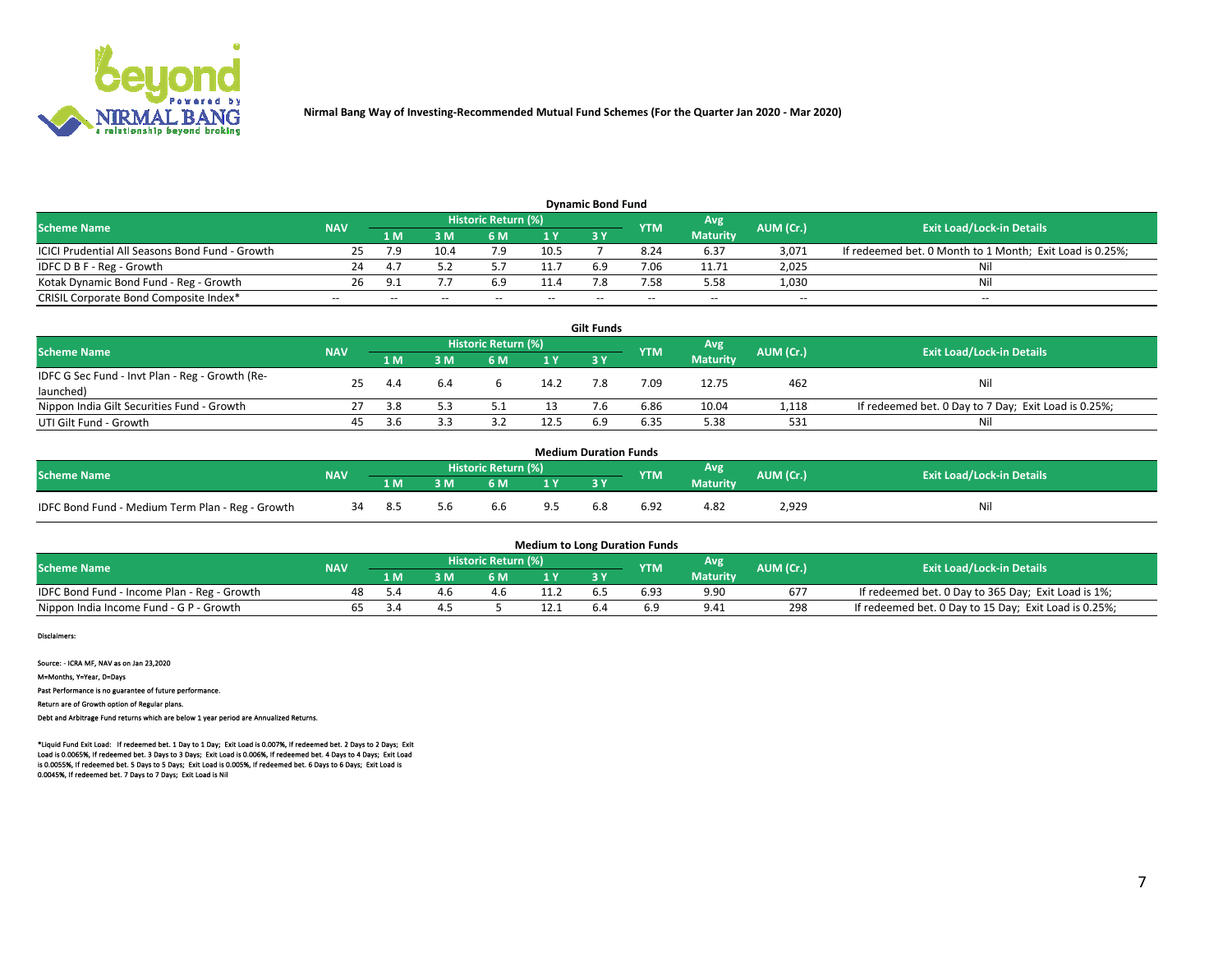Nirmal Bang Way of Investing-Recommended Mutual Fund Schemes (For the Quarter Jan 2020 - Mar 2020)

## Dynamic Bond Fund

| Scheme Name | NAV | Historic Return (%) | | | | | YTM | Avg Maturity | AUM (Cr.) | Exit Load/Lock-in Details |
|---|---|---|---|---|---|---|---|---|---|---|
| | | 1 M | 3 M | 6 M | 1 Y | 3 Y | | | | |
| ICICI Prudential All Seasons Bond Fund - Growth | 25 | 7.9 | 10.4 | 7.9 | 10.5 | 7 | 8.24 | 6.37 | 3,071 | If redeemed bet. 0 Month to 1 Month; Exit Load is 0.25%; |
| IDFC D B F - Reg - Growth | 24 | 4.7 | 5.2 | 5.7 | 11.7 | 6.9 | 7.06 | 11.71 | 2,025 | Nil |
| Kotak Dynamic Bond Fund - Reg - Growth | 26 | 9.1 | 7.7 | 6.9 | 11.4 | 7.8 | 7.58 | 5.58 | 1,030 | Nil |
| CRISIL Corporate Bond Composite Index* | -- | -- | -- | -- | -- | -- | -- | -- | -- | -- |

## Gilt Funds

| Scheme Name | NAV | Historic Return (%) | | | | | YTM | Avg Maturity | AUM (Cr.) | Exit Load/Lock-in Details |
|---|---|---|---|---|---|---|---|---|---|---|
| | | 1 M | 3 M | 6 M | 1 Y | 3 Y | | | | |
| IDFC G Sec Fund - Invt Plan - Reg - Growth (Re-launched) | 25 | 4.4 | 6.4 | 6 | 14.2 | 7.8 | 7.09 | 12.75 | 462 | Nil |
| Nippon India Gilt Securities Fund - Growth | 27 | 3.8 | 5.3 | 5.1 | 13 | 7.6 | 6.86 | 10.04 | 1,118 | If redeemed bet. 0 Day to 7 Day; Exit Load is 0.25%; |
| UTI Gilt Fund - Growth | 45 | 3.6 | 3.3 | 3.2 | 12.5 | 6.9 | 6.35 | 5.38 | 531 | Nil |

## Medium Duration Funds

| Scheme Name | NAV | Historic Return (%) | | | | | YTM | Avg Maturity | AUM (Cr.) | Exit Load/Lock-in Details |
|---|---|---|---|---|---|---|---|---|---|---|
| | | 1 M | 3 M | 6 M | 1 Y | 3 Y | | | | |
| IDFC Bond Fund - Medium Term Plan - Reg - Growth | 34 | 8.5 | 5.6 | 6.6 | 9.5 | 6.8 | 6.92 | 4.82 | 2,929 | Nil |

## Medium to Long Duration Funds

| Scheme Name | NAV | Historic Return (%) | | | | | YTM | Avg Maturity | AUM (Cr.) | Exit Load/Lock-in Details |
|---|---|---|---|---|---|---|---|---|---|---|
| | | 1 M | 3 M | 6 M | 1 Y | 3 Y | | | | |
| IDFC Bond Fund - Income Plan - Reg - Growth | 48 | 5.4 | 4.6 | 4.6 | 11.2 | 6.5 | 6.93 | 9.90 | 677 | If redeemed bet. 0 Day to 365 Day; Exit Load is 1%; |
| Nippon India Income Fund - G P - Growth | 65 | 3.4 | 4.5 | 5 | 12.1 | 6.4 | 6.9 | 9.41 | 298 | If redeemed bet. 0 Day to 15 Day; Exit Load is 0.25%; |

Disclaimers:

Source: - ICRA MF, NAV as on Jan 23,2020

M=Months, Y=Year, D=Days

Past Performance is no guarantee of future performance.

Return are of Growth option of Regular plans.

Debt and Arbitrage Fund returns which are below 1 year period are Annualized Returns.

*Liquid Fund Exit Load: If redeemed bet. 1 Day to 1 Day; Exit Load is 0.007%, If redeemed bet. 2 Days to 2 Days; Exit Load is 0.0065%, If redeemed bet. 3 Days to 3 Days; Exit Load is 0.006%, If redeemed bet. 4 Days to 4 Days; Exit Load is 0.0055%, If redeemed bet. 5 Days to 5 Days; Exit Load is 0.005%, If redeemed bet. 6 Days to 6 Days; Exit Load is 0.0045%, If redeemed bet. 7 Days to 7 Days; Exit Load is Nil